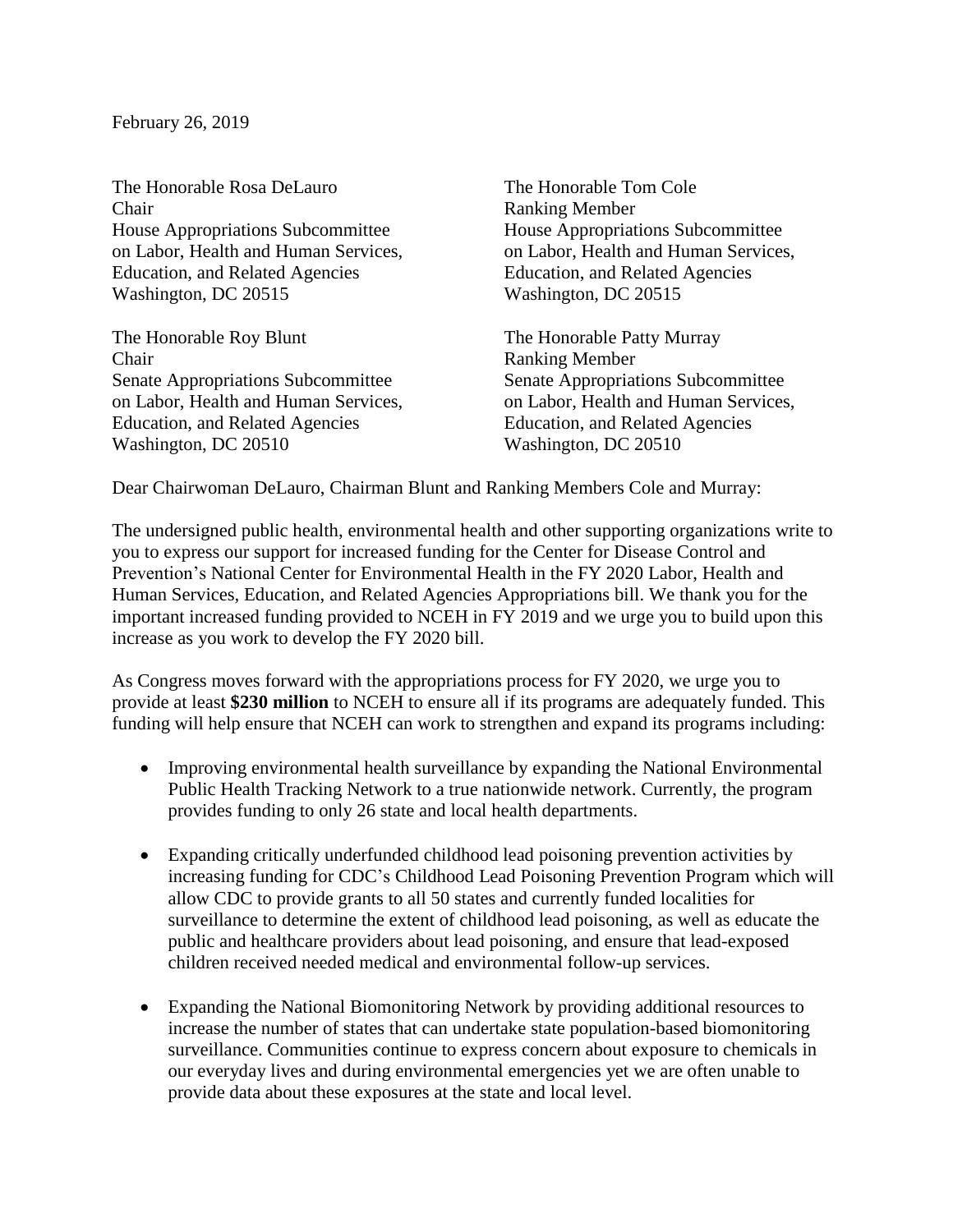February 26, 2019

The Honorable Rosa DeLauro
Chair
House Appropriations Subcommittee
on Labor, Health and Human Services,
Education, and Related Agencies
Washington, DC 20515

The Honorable Tom Cole
Ranking Member
House Appropriations Subcommittee
on Labor, Health and Human Services,
Education, and Related Agencies
Washington, DC 20515

The Honorable Roy Blunt
Chair
Senate Appropriations Subcommittee
on Labor, Health and Human Services,
Education, and Related Agencies
Washington, DC 20510

The Honorable Patty Murray
Ranking Member
Senate Appropriations Subcommittee
on Labor, Health and Human Services,
Education, and Related Agencies
Washington, DC 20510

Dear Chairwoman DeLauro, Chairman Blunt and Ranking Members Cole and Murray:

The undersigned public health, environmental health and other supporting organizations write to you to express our support for increased funding for the Center for Disease Control and Prevention's National Center for Environmental Health in the FY 2020 Labor, Health and Human Services, Education, and Related Agencies Appropriations bill. We thank you for the important increased funding provided to NCEH in FY 2019 and we urge you to build upon this increase as you work to develop the FY 2020 bill.

As Congress moves forward with the appropriations process for FY 2020, we urge you to provide at least **$230 million** to NCEH to ensure all if its programs are adequately funded. This funding will help ensure that NCEH can work to strengthen and expand its programs including:

- Improving environmental health surveillance by expanding the National Environmental Public Health Tracking Network to a true nationwide network. Currently, the program provides funding to only 26 state and local health departments.

- Expanding critically underfunded childhood lead poisoning prevention activities by increasing funding for CDC's Childhood Lead Poisoning Prevention Program which will allow CDC to provide grants to all 50 states and currently funded localities for surveillance to determine the extent of childhood lead poisoning, as well as educate the public and healthcare providers about lead poisoning, and ensure that lead-exposed children received needed medical and environmental follow-up services.

- Expanding the National Biomonitoring Network by providing additional resources to increase the number of states that can undertake state population-based biomonitoring surveillance. Communities continue to express concern about exposure to chemicals in our everyday lives and during environmental emergencies yet we are often unable to provide data about these exposures at the state and local level.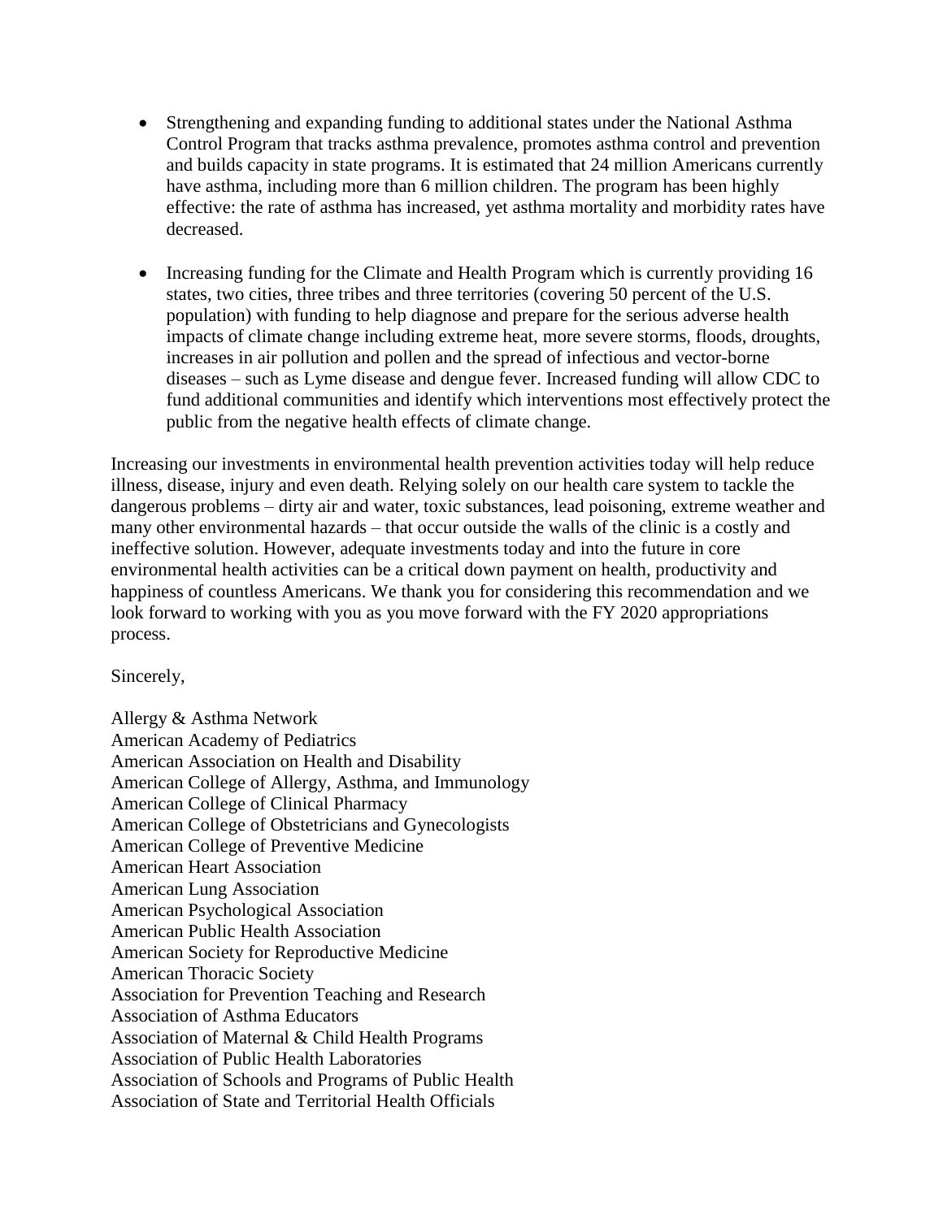- Strengthening and expanding funding to additional states under the National Asthma Control Program that tracks asthma prevalence, promotes asthma control and prevention and builds capacity in state programs. It is estimated that 24 million Americans currently have asthma, including more than 6 million children. The program has been highly effective: the rate of asthma has increased, yet asthma mortality and morbidity rates have decreased.

- Increasing funding for the Climate and Health Program which is currently providing 16 states, two cities, three tribes and three territories (covering 50 percent of the U.S. population) with funding to help diagnose and prepare for the serious adverse health impacts of climate change including extreme heat, more severe storms, floods, droughts, increases in air pollution and pollen and the spread of infectious and vector-borne diseases – such as Lyme disease and dengue fever. Increased funding will allow CDC to fund additional communities and identify which interventions most effectively protect the public from the negative health effects of climate change.

Increasing our investments in environmental health prevention activities today will help reduce illness, disease, injury and even death. Relying solely on our health care system to tackle the dangerous problems – dirty air and water, toxic substances, lead poisoning, extreme weather and many other environmental hazards – that occur outside the walls of the clinic is a costly and ineffective solution. However, adequate investments today and into the future in core environmental health activities can be a critical down payment on health, productivity and happiness of countless Americans. We thank you for considering this recommendation and we look forward to working with you as you move forward with the FY 2020 appropriations process.

Sincerely,

Allergy & Asthma Network
American Academy of Pediatrics
American Association on Health and Disability
American College of Allergy, Asthma, and Immunology
American College of Clinical Pharmacy
American College of Obstetricians and Gynecologists
American College of Preventive Medicine
American Heart Association
American Lung Association
American Psychological Association
American Public Health Association
American Society for Reproductive Medicine
American Thoracic Society
Association for Prevention Teaching and Research
Association of Asthma Educators
Association of Maternal & Child Health Programs
Association of Public Health Laboratories
Association of Schools and Programs of Public Health
Association of State and Territorial Health Officials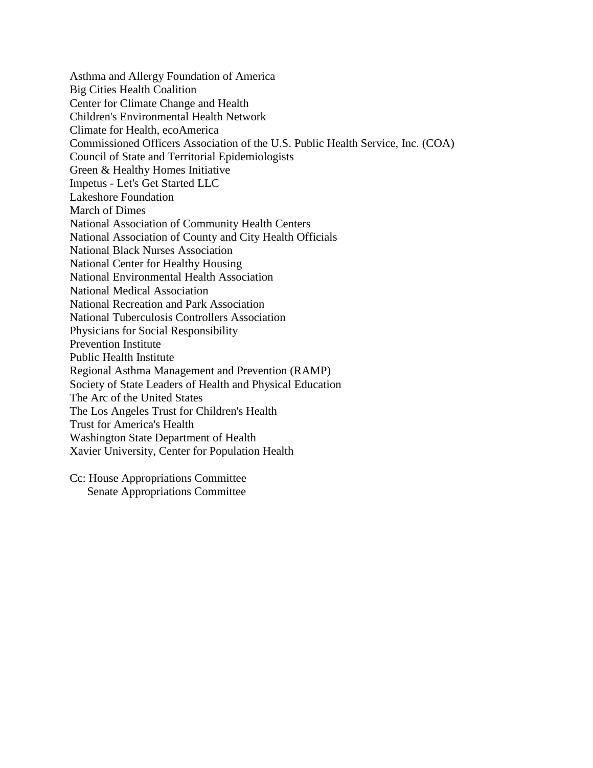Asthma and Allergy Foundation of America
Big Cities Health Coalition
Center for Climate Change and Health
Children's Environmental Health Network
Climate for Health, ecoAmerica
Commissioned Officers Association of the U.S. Public Health Service, Inc. (COA)
Council of State and Territorial Epidemiologists
Green & Healthy Homes Initiative
Impetus - Let's Get Started LLC
Lakeshore Foundation
March of Dimes
National Association of Community Health Centers
National Association of County and City Health Officials
National Black Nurses Association
National Center for Healthy Housing
National Environmental Health Association
National Medical Association
National Recreation and Park Association
National Tuberculosis Controllers Association
Physicians for Social Responsibility
Prevention Institute
Public Health Institute
Regional Asthma Management and Prevention (RAMP)
Society of State Leaders of Health and Physical Education
The Arc of the United States
The Los Angeles Trust for Children's Health
Trust for America's Health
Washington State Department of Health
Xavier University, Center for Population Health

Cc: House Appropriations Committee
Senate Appropriations Committee